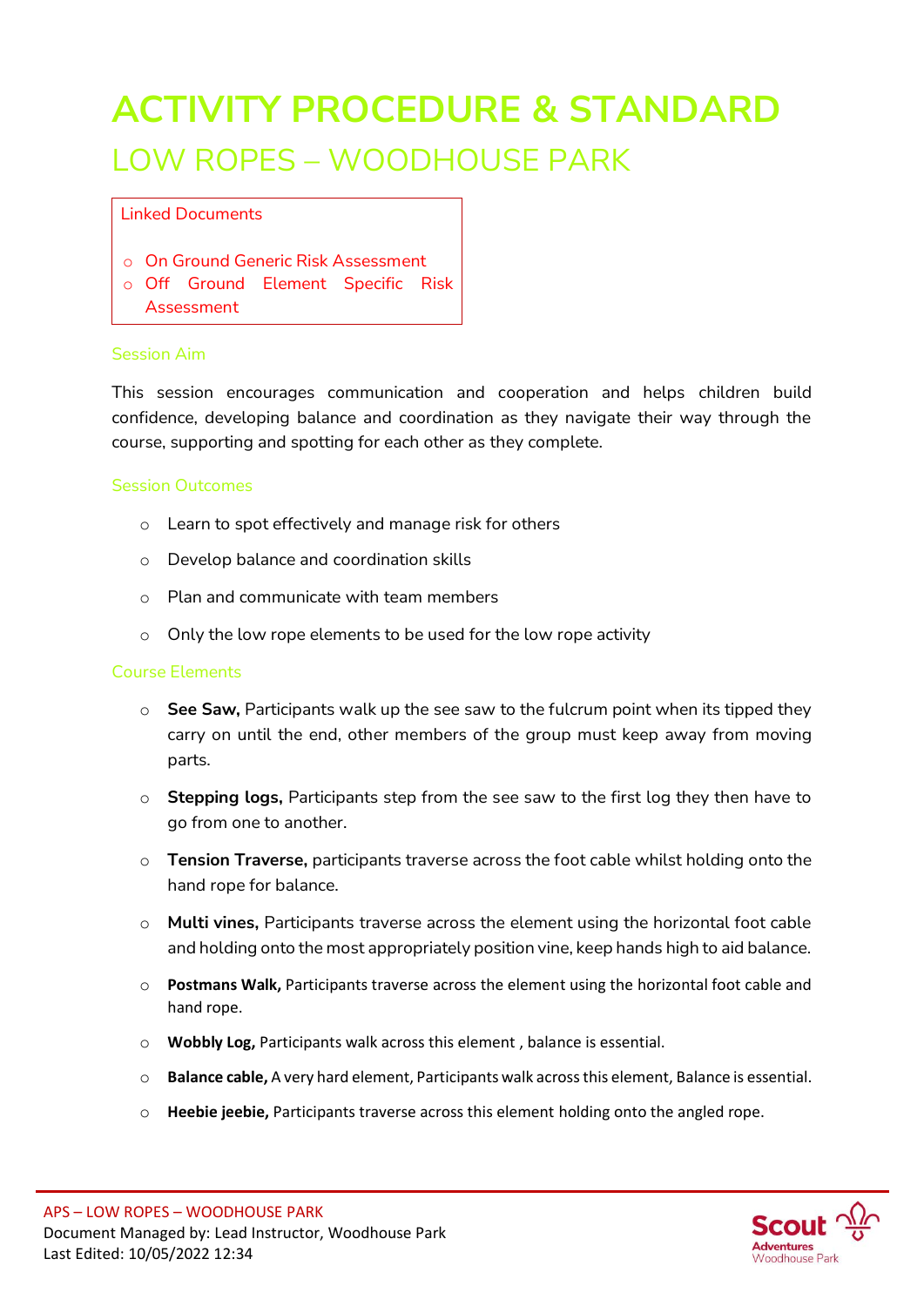# ACTIVITY PROCEDURE & STANDARD

## LOW ROPES – WOODHOUSE PARK

Linked Documents

- On Ground Generic Risk Assessment
- Off Ground Element Specific Risk Assessment

### Session Aim

This session encourages communication and cooperation and helps children build confidence, developing balance and coordination as they navigate their way through the course, supporting and spotting for each other as they complete.

### Session Outcomes

- Learn to spot effectively and manage risk for others
- Develop balance and coordination skills
- Plan and communicate with team members
- Only the low rope elements to be used for the low rope activity

### Course Elements

- **See Saw,** Participants walk up the see saw to the fulcrum point when its tipped they carry on until the end, other members of the group must keep away from moving parts.
- **Stepping logs,** Participants step from the see saw to the first log they then have to go from one to another.
- **Tension Traverse,** participants traverse across the foot cable whilst holding onto the hand rope for balance.
- **Multi vines,** Participants traverse across the element using the horizontal foot cable and holding onto the most appropriately position vine, keep hands high to aid balance.
- **Postmans Walk,** Participants traverse across the element using the horizontal foot cable and hand rope.
- **Wobbly Log,** Participants walk across this element , balance is essential.
- **Balance cable,** A very hard element, Participants walk across this element, Balance is essential.
- **Heebie jeebie,** Participants traverse across this element holding onto the angled rope.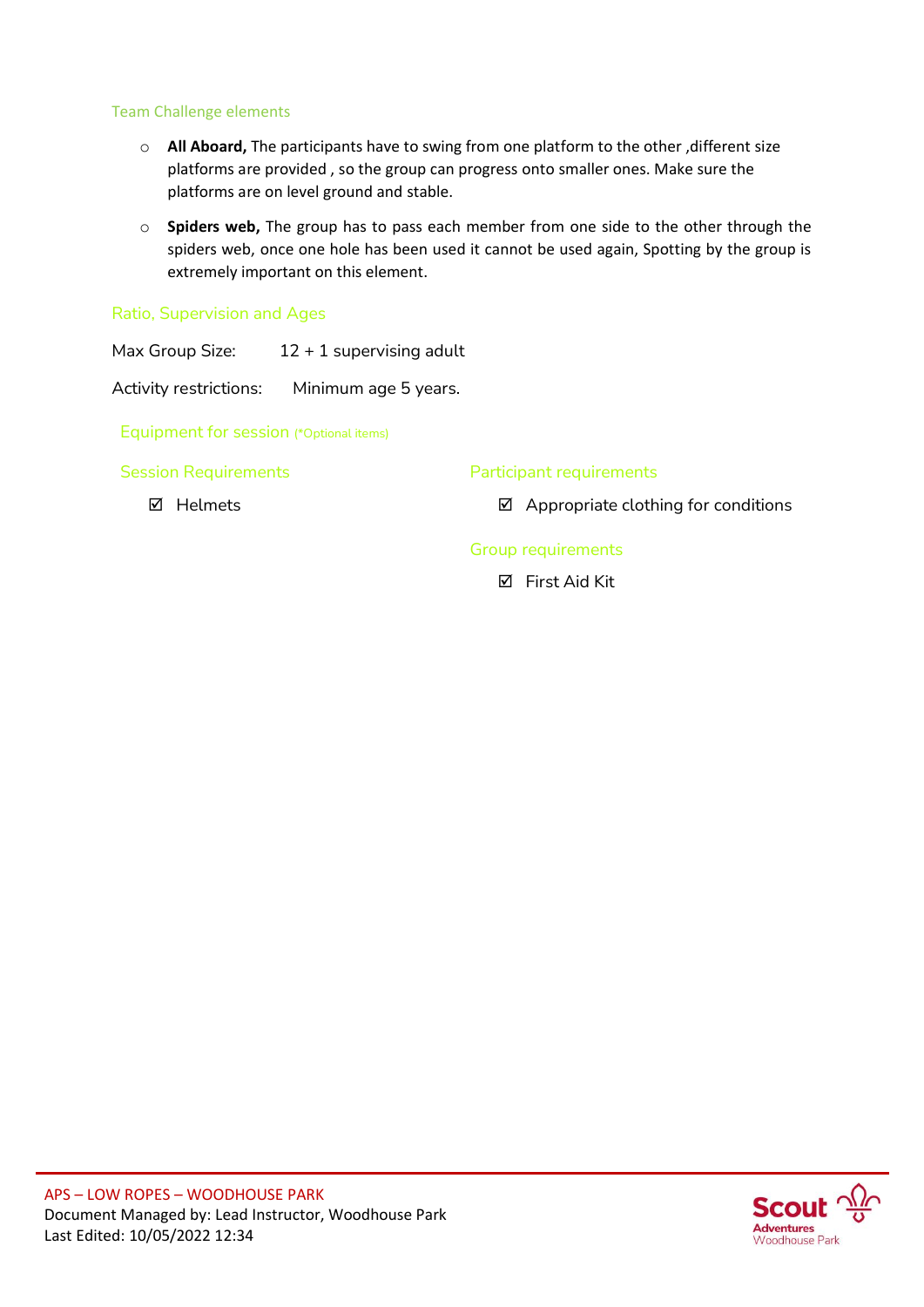### Team Challenge elements

- **All Aboard,** The participants have to swing from one platform to the other ,different size platforms are provided , so the group can progress onto smaller ones. Make sure the platforms are on level ground and stable.
- **Spiders web,** The group has to pass each member from one side to the other through the spiders web, once one hole has been used it cannot be used again, Spotting by the group is extremely important on this element.

### Ratio, Supervision and Ages

Max Group Size: 12 + 1 supervising adult

Activity restrictions: Minimum age 5 years.

### Equipment for session (*Optional items)

#### Session Requirements

- ☑ Helmets

#### Participant requirements

- ☑ Appropriate clothing for conditions

#### Group requirements

- ☑ First Aid Kit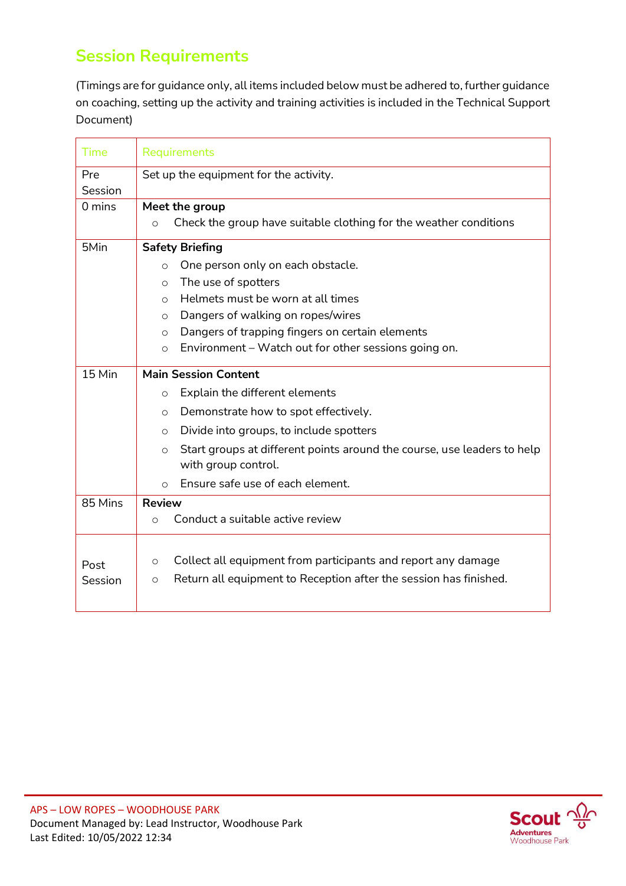## Session Requirements

(Timings are for guidance only, all items included below must be adhered to, further guidance on coaching, setting up the activity and training activities is included in the Technical Support Document)

| Time | Requirements |
|---|---|
| Pre Session | Set up the equipment for the activity. |
| 0 mins | **Meet the group**<br>○ Check the group have suitable clothing for the weather conditions |
| 5Min | **Safety Briefing**<br>○ One person only on each obstacle.<br>○ The use of spotters<br>○ Helmets must be worn at all times<br>○ Dangers of walking on ropes/wires<br>○ Dangers of trapping fingers on certain elements<br>○ Environment – Watch out for other sessions going on. |
| 15 Min | **Main Session Content**<br>○ Explain the different elements<br>○ Demonstrate how to spot effectively.<br>○ Divide into groups, to include spotters<br>○ Start groups at different points around the course, use leaders to help with group control.<br>○ Ensure safe use of each element. |
| 85 Mins | **Review**<br>○ Conduct a suitable active review |
| Post Session | ○ Collect all equipment from participants and report any damage<br>○ Return all equipment to Reception after the session has finished. |